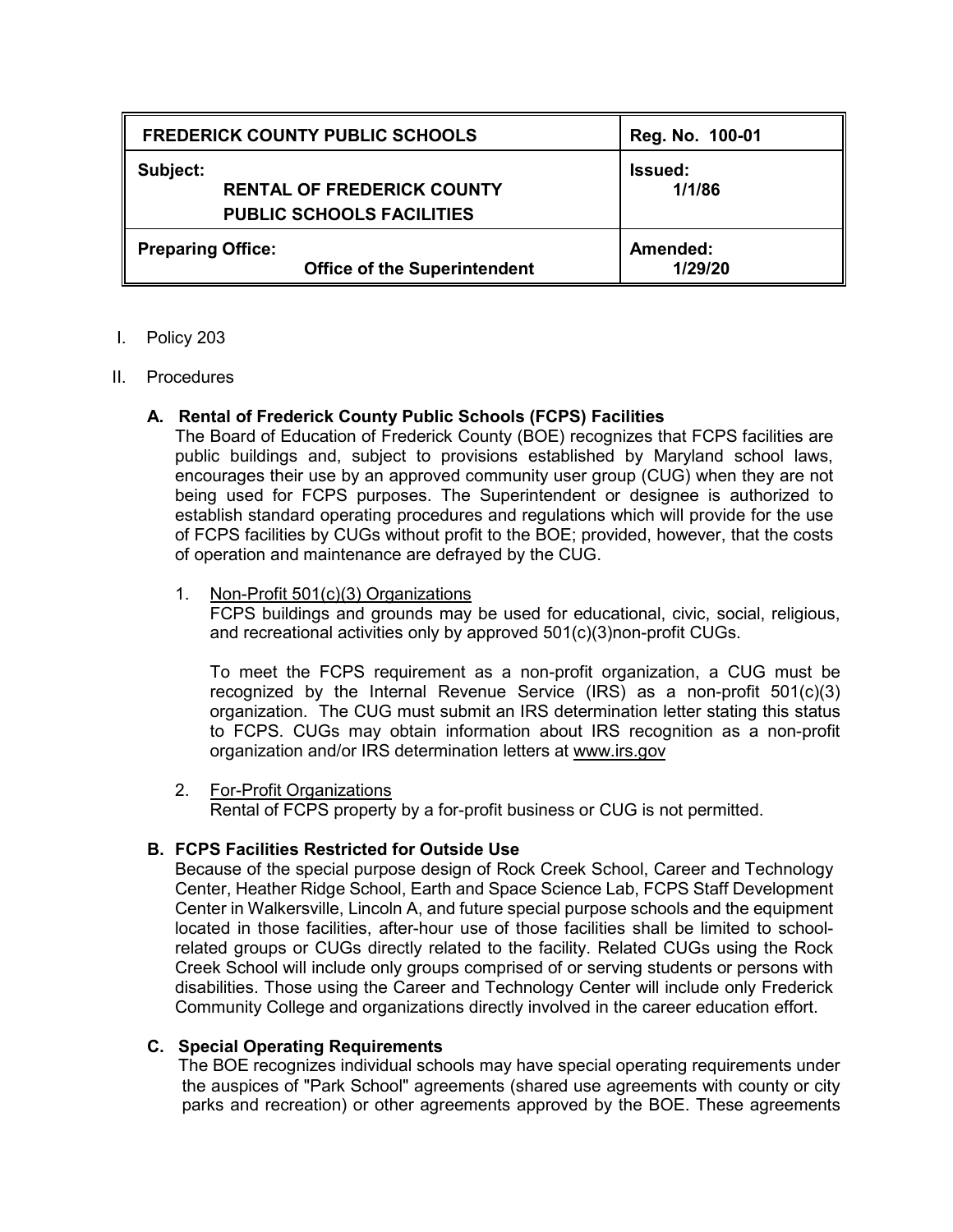| FREDERICK COUNTY PUBLIC SCHOOLS | Reg. No. 100-01 |
| --- | --- |
| **Subject:** RENTAL OF FREDERICK COUNTY PUBLIC SCHOOLS FACILITIES | **Issued:** 1/1/86 |
| **Preparing Office:** Office of the Superintendent | **Amended:** 1/29/20 |

I. Policy 203

II. Procedures

**A. Rental of Frederick County Public Schools (FCPS) Facilities**

The Board of Education of Frederick County (BOE) recognizes that FCPS facilities are public buildings and, subject to provisions established by Maryland school laws, encourages their use by an approved community user group (CUG) when they are not being used for FCPS purposes. The Superintendent or designee is authorized to establish standard operating procedures and regulations which will provide for the use of FCPS facilities by CUGs without profit to the BOE; provided, however, that the costs of operation and maintenance are defrayed by the CUG.

1. Non-Profit 501(c)(3) Organizations

   FCPS buildings and grounds may be used for educational, civic, social, religious, and recreational activities only by approved 501(c)(3)non-profit CUGs.

   To meet the FCPS requirement as a non-profit organization, a CUG must be recognized by the Internal Revenue Service (IRS) as a non-profit 501(c)(3) organization. The CUG must submit an IRS determination letter stating this status to FCPS. CUGs may obtain information about IRS recognition as a non-profit organization and/or IRS determination letters at www.irs.gov

2. For-Profit Organizations

   Rental of FCPS property by a for-profit business or CUG is not permitted.

**B. FCPS Facilities Restricted for Outside Use**

Because of the special purpose design of Rock Creek School, Career and Technology Center, Heather Ridge School, Earth and Space Science Lab, FCPS Staff Development Center in Walkersville, Lincoln A, and future special purpose schools and the equipment located in those facilities, after-hour use of those facilities shall be limited to school-related groups or CUGs directly related to the facility. Related CUGs using the Rock Creek School will include only groups comprised of or serving students or persons with disabilities. Those using the Career and Technology Center will include only Frederick Community College and organizations directly involved in the career education effort.

**C. Special Operating Requirements**

The BOE recognizes individual schools may have special operating requirements under the auspices of "Park School" agreements (shared use agreements with county or city parks and recreation) or other agreements approved by the BOE. These agreements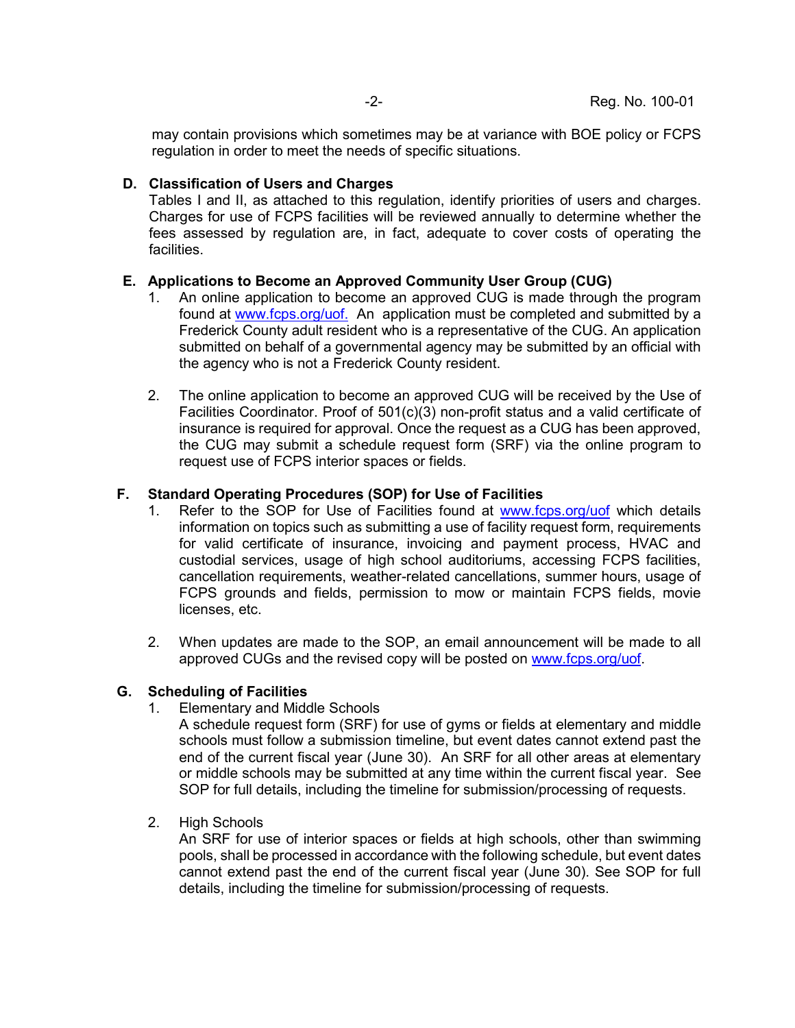may contain provisions which sometimes may be at variance with BOE policy or FCPS regulation in order to meet the needs of specific situations.

**D. Classification of Users and Charges**

Tables I and II, as attached to this regulation, identify priorities of users and charges. Charges for use of FCPS facilities will be reviewed annually to determine whether the fees assessed by regulation are, in fact, adequate to cover costs of operating the facilities.

**E. Applications to Become an Approved Community User Group (CUG)**

1. An online application to become an approved CUG is made through the program found at www.fcps.org/uof. An application must be completed and submitted by a Frederick County adult resident who is a representative of the CUG. An application submitted on behalf of a governmental agency may be submitted by an official with the agency who is not a Frederick County resident.

2. The online application to become an approved CUG will be received by the Use of Facilities Coordinator. Proof of 501(c)(3) non-profit status and a valid certificate of insurance is required for approval. Once the request as a CUG has been approved, the CUG may submit a schedule request form (SRF) via the online program to request use of FCPS interior spaces or fields.

**F. Standard Operating Procedures (SOP) for Use of Facilities**

1. Refer to the SOP for Use of Facilities found at www.fcps.org/uof which details information on topics such as submitting a use of facility request form, requirements for valid certificate of insurance, invoicing and payment process, HVAC and custodial services, usage of high school auditoriums, accessing FCPS facilities, cancellation requirements, weather-related cancellations, summer hours, usage of FCPS grounds and fields, permission to mow or maintain FCPS fields, movie licenses, etc.

2. When updates are made to the SOP, an email announcement will be made to all approved CUGs and the revised copy will be posted on www.fcps.org/uof.

**G. Scheduling of Facilities**

1. Elementary and Middle Schools

   A schedule request form (SRF) for use of gyms or fields at elementary and middle schools must follow a submission timeline, but event dates cannot extend past the end of the current fiscal year (June 30). An SRF for all other areas at elementary or middle schools may be submitted at any time within the current fiscal year. See SOP for full details, including the timeline for submission/processing of requests.

2. High Schools

   An SRF for use of interior spaces or fields at high schools, other than swimming pools, shall be processed in accordance with the following schedule, but event dates cannot extend past the end of the current fiscal year (June 30). See SOP for full details, including the timeline for submission/processing of requests.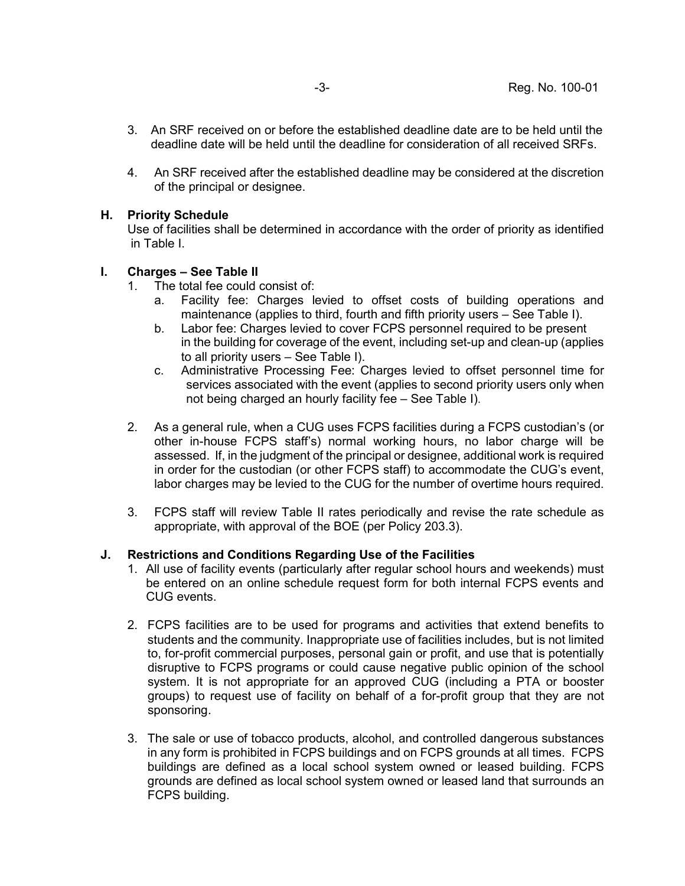3. An SRF received on or before the established deadline date are to be held until the deadline date will be held until the deadline for consideration of all received SRFs.

4. An SRF received after the established deadline may be considered at the discretion of the principal or designee.

## H. Priority Schedule

Use of facilities shall be determined in accordance with the order of priority as identified in Table I.

## I. Charges – See Table II

1. The total fee could consist of:
   a. Facility fee: Charges levied to offset costs of building operations and maintenance (applies to third, fourth and fifth priority users – See Table I).
   b. Labor fee: Charges levied to cover FCPS personnel required to be present in the building for coverage of the event, including set-up and clean-up (applies to all priority users – See Table I).
   c. Administrative Processing Fee: Charges levied to offset personnel time for services associated with the event (applies to second priority users only when not being charged an hourly facility fee – See Table I).

2. As a general rule, when a CUG uses FCPS facilities during a FCPS custodian's (or other in-house FCPS staff's) normal working hours, no labor charge will be assessed. If, in the judgment of the principal or designee, additional work is required in order for the custodian (or other FCPS staff) to accommodate the CUG's event, labor charges may be levied to the CUG for the number of overtime hours required.

3. FCPS staff will review Table II rates periodically and revise the rate schedule as appropriate, with approval of the BOE (per Policy 203.3).

## J. Restrictions and Conditions Regarding Use of the Facilities

1. All use of facility events (particularly after regular school hours and weekends) must be entered on an online schedule request form for both internal FCPS events and CUG events.

2. FCPS facilities are to be used for programs and activities that extend benefits to students and the community. Inappropriate use of facilities includes, but is not limited to, for-profit commercial purposes, personal gain or profit, and use that is potentially disruptive to FCPS programs or could cause negative public opinion of the school system. It is not appropriate for an approved CUG (including a PTA or booster groups) to request use of facility on behalf of a for-profit group that they are not sponsoring.

3. The sale or use of tobacco products, alcohol, and controlled dangerous substances in any form is prohibited in FCPS buildings and on FCPS grounds at all times. FCPS buildings are defined as a local school system owned or leased building. FCPS grounds are defined as local school system owned or leased land that surrounds an FCPS building.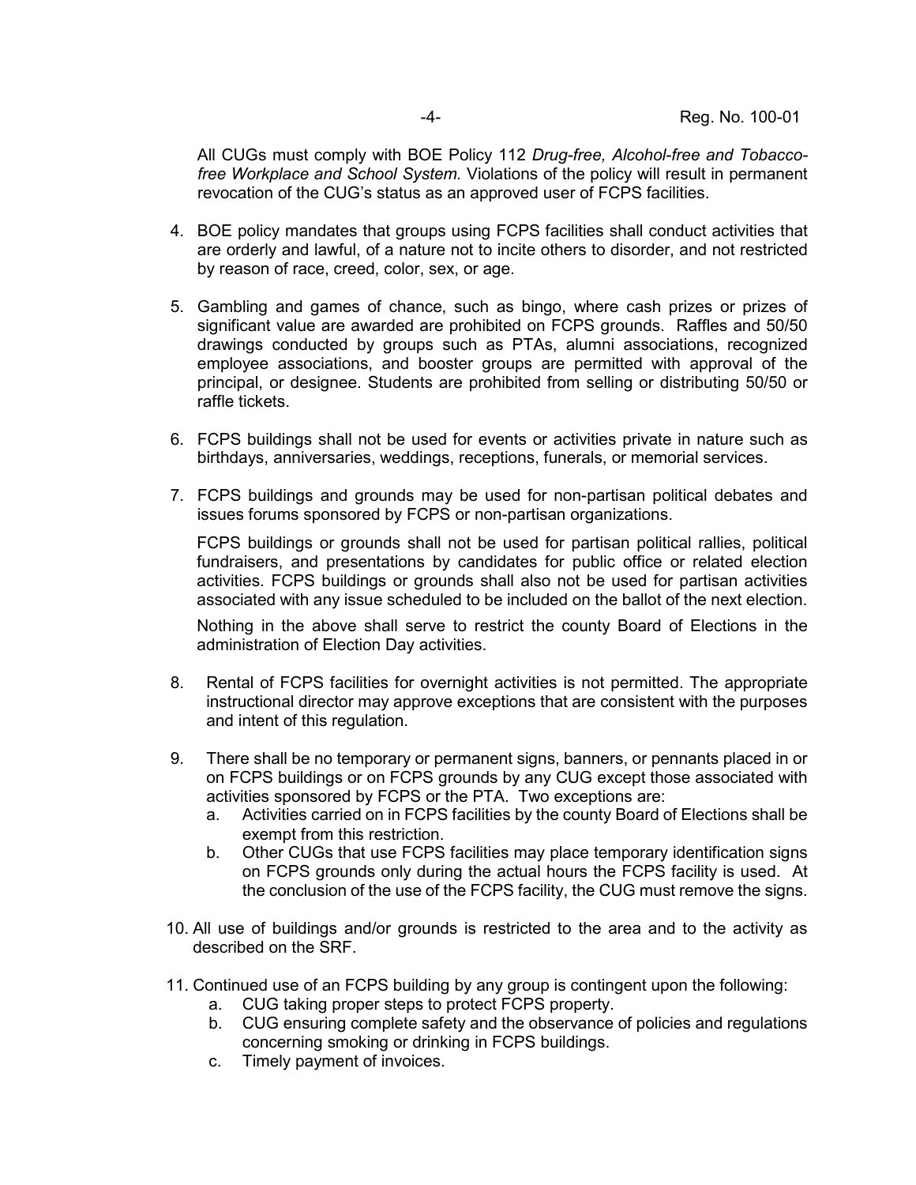All CUGs must comply with BOE Policy 112 *Drug-free, Alcohol-free and Tobacco-free Workplace and School System.* Violations of the policy will result in permanent revocation of the CUG's status as an approved user of FCPS facilities.

4. BOE policy mandates that groups using FCPS facilities shall conduct activities that are orderly and lawful, of a nature not to incite others to disorder, and not restricted by reason of race, creed, color, sex, or age.

5. Gambling and games of chance, such as bingo, where cash prizes or prizes of significant value are awarded are prohibited on FCPS grounds. Raffles and 50/50 drawings conducted by groups such as PTAs, alumni associations, recognized employee associations, and booster groups are permitted with approval of the principal, or designee. Students are prohibited from selling or distributing 50/50 or raffle tickets.

6. FCPS buildings shall not be used for events or activities private in nature such as birthdays, anniversaries, weddings, receptions, funerals, or memorial services.

7. FCPS buildings and grounds may be used for non-partisan political debates and issues forums sponsored by FCPS or non-partisan organizations.

   FCPS buildings or grounds shall not be used for partisan political rallies, political fundraisers, and presentations by candidates for public office or related election activities. FCPS buildings or grounds shall also not be used for partisan activities associated with any issue scheduled to be included on the ballot of the next election.

   Nothing in the above shall serve to restrict the county Board of Elections in the administration of Election Day activities.

8. Rental of FCPS facilities for overnight activities is not permitted. The appropriate instructional director may approve exceptions that are consistent with the purposes and intent of this regulation.

9. There shall be no temporary or permanent signs, banners, or pennants placed in or on FCPS buildings or on FCPS grounds by any CUG except those associated with activities sponsored by FCPS or the PTA. Two exceptions are:
   a. Activities carried on in FCPS facilities by the county Board of Elections shall be exempt from this restriction.
   b. Other CUGs that use FCPS facilities may place temporary identification signs on FCPS grounds only during the actual hours the FCPS facility is used. At the conclusion of the use of the FCPS facility, the CUG must remove the signs.

10. All use of buildings and/or grounds is restricted to the area and to the activity as described on the SRF.

11. Continued use of an FCPS building by any group is contingent upon the following:
    a. CUG taking proper steps to protect FCPS property.
    b. CUG ensuring complete safety and the observance of policies and regulations concerning smoking or drinking in FCPS buildings.
    c. Timely payment of invoices.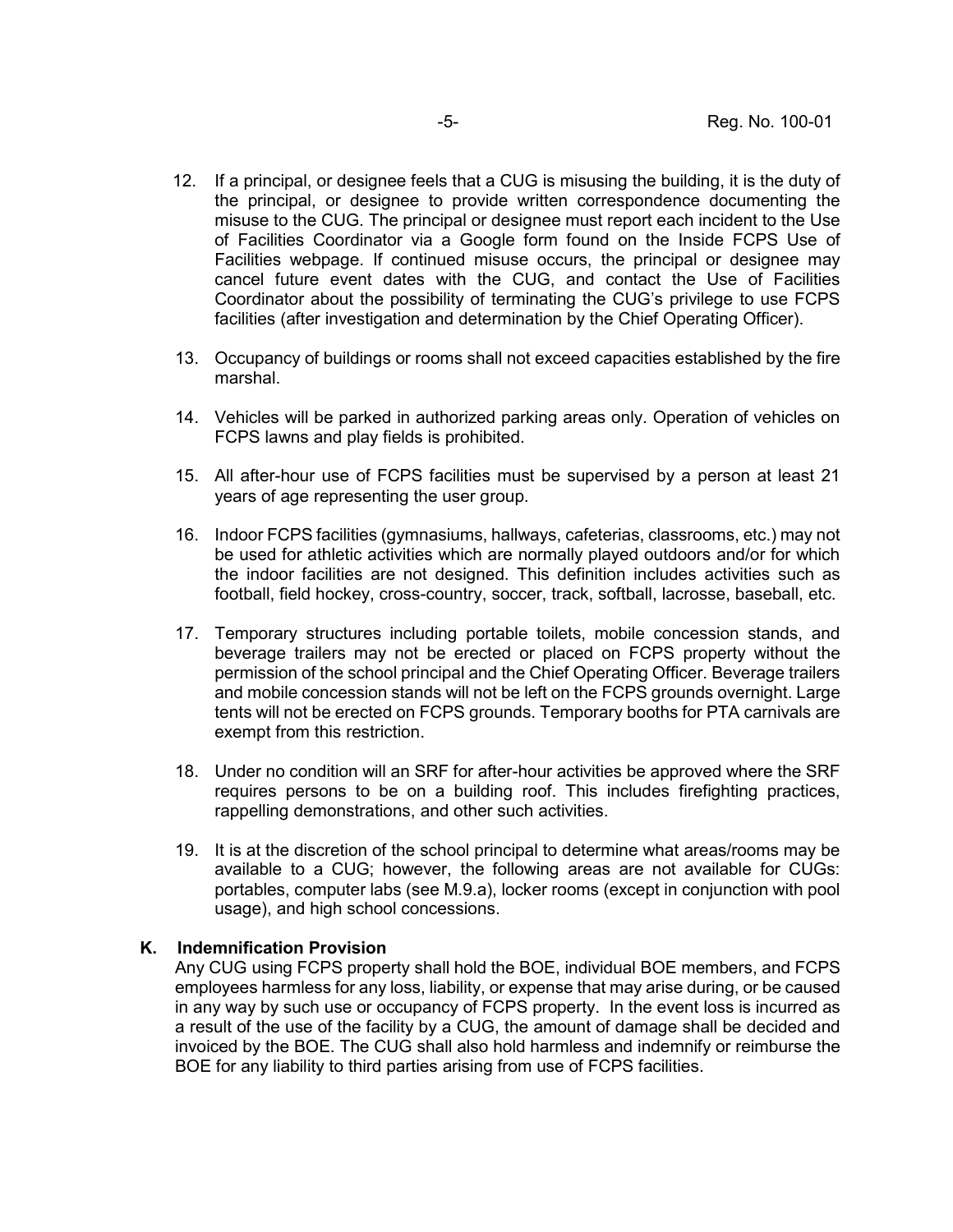12. If a principal, or designee feels that a CUG is misusing the building, it is the duty of the principal, or designee to provide written correspondence documenting the misuse to the CUG. The principal or designee must report each incident to the Use of Facilities Coordinator via a Google form found on the Inside FCPS Use of Facilities webpage. If continued misuse occurs, the principal or designee may cancel future event dates with the CUG, and contact the Use of Facilities Coordinator about the possibility of terminating the CUG's privilege to use FCPS facilities (after investigation and determination by the Chief Operating Officer).

13. Occupancy of buildings or rooms shall not exceed capacities established by the fire marshal.

14. Vehicles will be parked in authorized parking areas only. Operation of vehicles on FCPS lawns and play fields is prohibited.

15. All after-hour use of FCPS facilities must be supervised by a person at least 21 years of age representing the user group.

16. Indoor FCPS facilities (gymnasiums, hallways, cafeterias, classrooms, etc.) may not be used for athletic activities which are normally played outdoors and/or for which the indoor facilities are not designed. This definition includes activities such as football, field hockey, cross-country, soccer, track, softball, lacrosse, baseball, etc.

17. Temporary structures including portable toilets, mobile concession stands, and beverage trailers may not be erected or placed on FCPS property without the permission of the school principal and the Chief Operating Officer. Beverage trailers and mobile concession stands will not be left on the FCPS grounds overnight. Large tents will not be erected on FCPS grounds. Temporary booths for PTA carnivals are exempt from this restriction.

18. Under no condition will an SRF for after-hour activities be approved where the SRF requires persons to be on a building roof. This includes firefighting practices, rappelling demonstrations, and other such activities.

19. It is at the discretion of the school principal to determine what areas/rooms may be available to a CUG; however, the following areas are not available for CUGs: portables, computer labs (see M.9.a), locker rooms (except in conjunction with pool usage), and high school concessions.

### K. Indemnification Provision

Any CUG using FCPS property shall hold the BOE, individual BOE members, and FCPS employees harmless for any loss, liability, or expense that may arise during, or be caused in any way by such use or occupancy of FCPS property. In the event loss is incurred as a result of the use of the facility by a CUG, the amount of damage shall be decided and invoiced by the BOE. The CUG shall also hold harmless and indemnify or reimburse the BOE for any liability to third parties arising from use of FCPS facilities.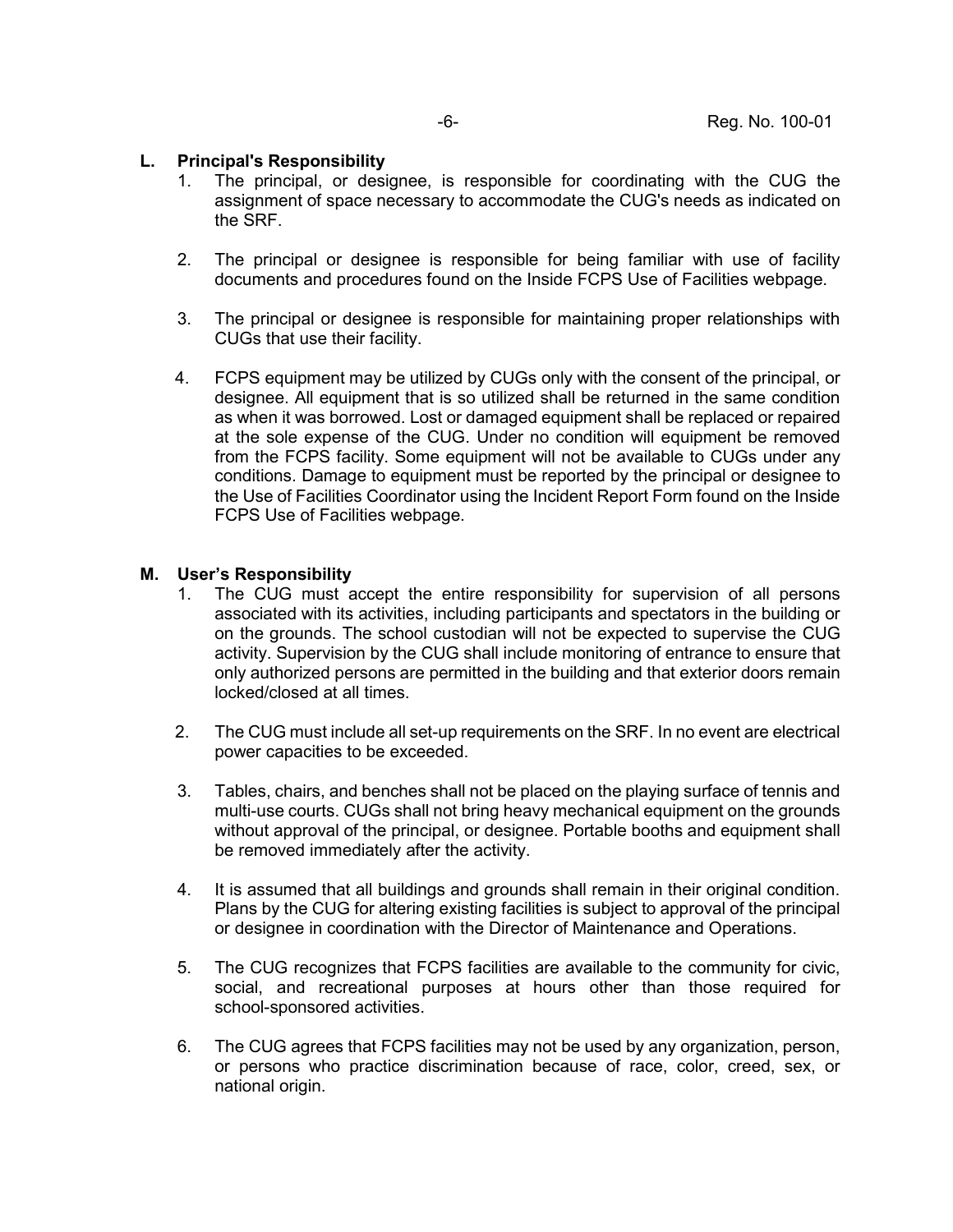## L. Principal's Responsibility

1. The principal, or designee, is responsible for coordinating with the CUG the assignment of space necessary to accommodate the CUG's needs as indicated on the SRF.

2. The principal or designee is responsible for being familiar with use of facility documents and procedures found on the Inside FCPS Use of Facilities webpage.

3. The principal or designee is responsible for maintaining proper relationships with CUGs that use their facility.

4. FCPS equipment may be utilized by CUGs only with the consent of the principal, or designee. All equipment that is so utilized shall be returned in the same condition as when it was borrowed. Lost or damaged equipment shall be replaced or repaired at the sole expense of the CUG. Under no condition will equipment be removed from the FCPS facility. Some equipment will not be available to CUGs under any conditions. Damage to equipment must be reported by the principal or designee to the Use of Facilities Coordinator using the Incident Report Form found on the Inside FCPS Use of Facilities webpage.

## M. User's Responsibility

1. The CUG must accept the entire responsibility for supervision of all persons associated with its activities, including participants and spectators in the building or on the grounds. The school custodian will not be expected to supervise the CUG activity. Supervision by the CUG shall include monitoring of entrance to ensure that only authorized persons are permitted in the building and that exterior doors remain locked/closed at all times.

2. The CUG must include all set-up requirements on the SRF. In no event are electrical power capacities to be exceeded.

3. Tables, chairs, and benches shall not be placed on the playing surface of tennis and multi-use courts. CUGs shall not bring heavy mechanical equipment on the grounds without approval of the principal, or designee. Portable booths and equipment shall be removed immediately after the activity.

4. It is assumed that all buildings and grounds shall remain in their original condition. Plans by the CUG for altering existing facilities is subject to approval of the principal or designee in coordination with the Director of Maintenance and Operations.

5. The CUG recognizes that FCPS facilities are available to the community for civic, social, and recreational purposes at hours other than those required for school-sponsored activities.

6. The CUG agrees that FCPS facilities may not be used by any organization, person, or persons who practice discrimination because of race, color, creed, sex, or national origin.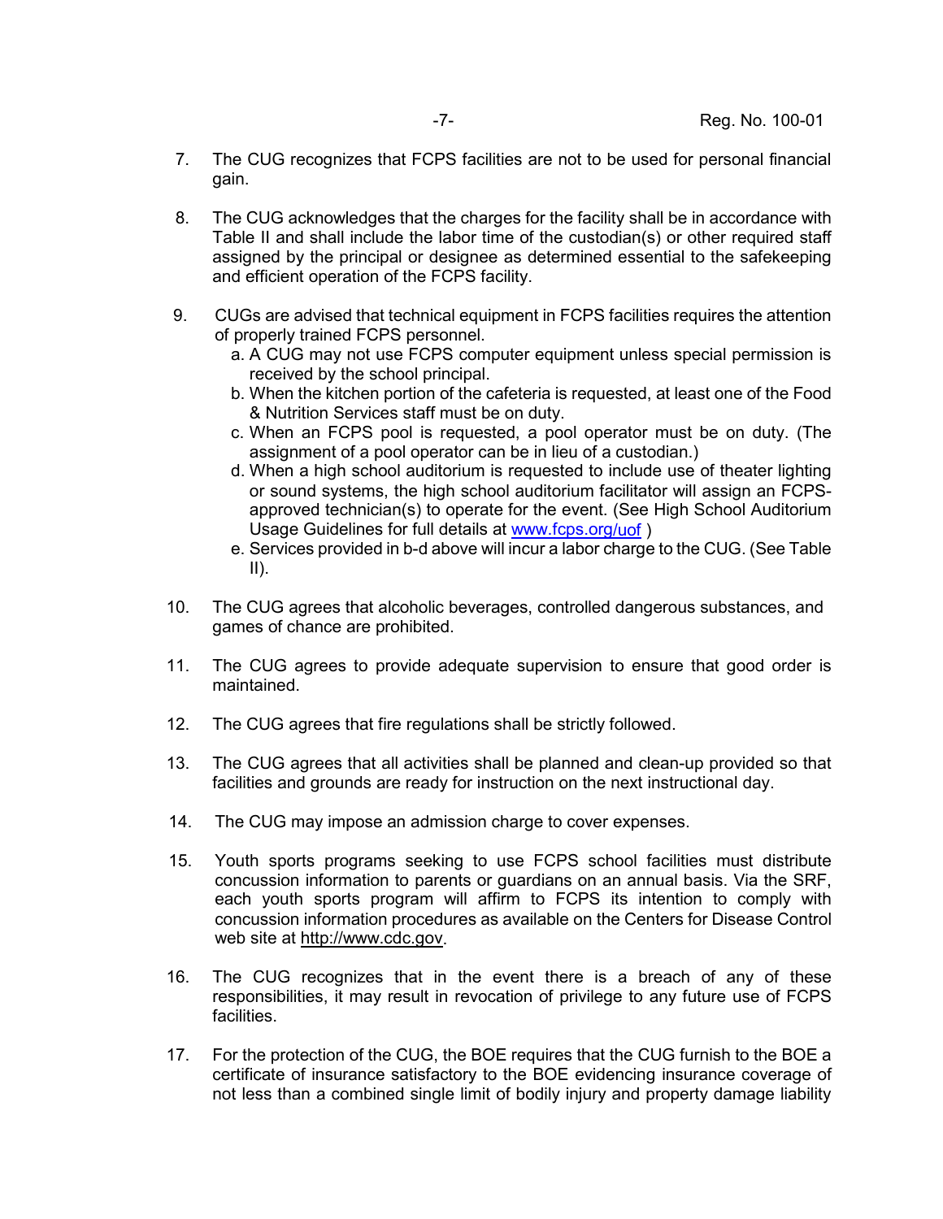7. The CUG recognizes that FCPS facilities are not to be used for personal financial gain.

8. The CUG acknowledges that the charges for the facility shall be in accordance with Table II and shall include the labor time of the custodian(s) or other required staff assigned by the principal or designee as determined essential to the safekeeping and efficient operation of the FCPS facility.

9. CUGs are advised that technical equipment in FCPS facilities requires the attention of properly trained FCPS personnel.
   a. A CUG may not use FCPS computer equipment unless special permission is received by the school principal.
   b. When the kitchen portion of the cafeteria is requested, at least one of the Food & Nutrition Services staff must be on duty.
   c. When an FCPS pool is requested, a pool operator must be on duty. (The assignment of a pool operator can be in lieu of a custodian.)
   d. When a high school auditorium is requested to include use of theater lighting or sound systems, the high school auditorium facilitator will assign an FCPS-approved technician(s) to operate for the event. (See High School Auditorium Usage Guidelines for full details at [www.fcps.org/uof](www.fcps.org/uof) )
   e. Services provided in b-d above will incur a labor charge to the CUG. (See Table II).

10. The CUG agrees that alcoholic beverages, controlled dangerous substances, and games of chance are prohibited.

11. The CUG agrees to provide adequate supervision to ensure that good order is maintained.

12. The CUG agrees that fire regulations shall be strictly followed.

13. The CUG agrees that all activities shall be planned and clean-up provided so that facilities and grounds are ready for instruction on the next instructional day.

14. The CUG may impose an admission charge to cover expenses.

15. Youth sports programs seeking to use FCPS school facilities must distribute concussion information to parents or guardians on an annual basis. Via the SRF, each youth sports program will affirm to FCPS its intention to comply with concussion information procedures as available on the Centers for Disease Control web site at http://www.cdc.gov.

16. The CUG recognizes that in the event there is a breach of any of these responsibilities, it may result in revocation of privilege to any future use of FCPS facilities.

17. For the protection of the CUG, the BOE requires that the CUG furnish to the BOE a certificate of insurance satisfactory to the BOE evidencing insurance coverage of not less than a combined single limit of bodily injury and property damage liability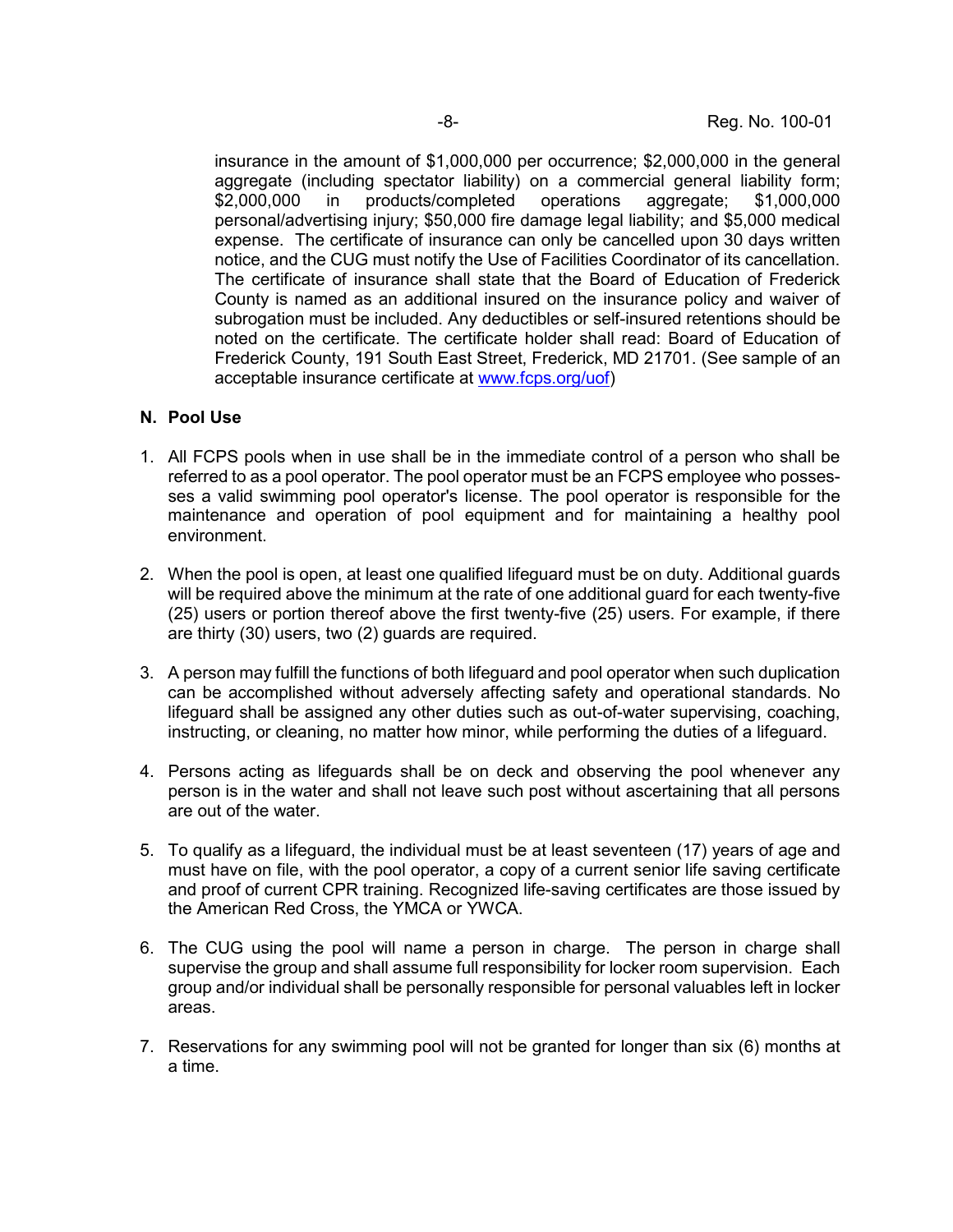insurance in the amount of $1,000,000 per occurrence; $2,000,000 in the general aggregate (including spectator liability) on a commercial general liability form; $2,000,000 in products/completed operations aggregate; $1,000,000 personal/advertising injury; $50,000 fire damage legal liability; and $5,000 medical expense. The certificate of insurance can only be cancelled upon 30 days written notice, and the CUG must notify the Use of Facilities Coordinator of its cancellation. The certificate of insurance shall state that the Board of Education of Frederick County is named as an additional insured on the insurance policy and waiver of subrogation must be included. Any deductibles or self-insured retentions should be noted on the certificate. The certificate holder shall read: Board of Education of Frederick County, 191 South East Street, Frederick, MD 21701. (See sample of an acceptable insurance certificate at [www.fcps.org/uof](www.fcps.org/uof))

**N. Pool Use**

1. All FCPS pools when in use shall be in the immediate control of a person who shall be referred to as a pool operator. The pool operator must be an FCPS employee who possesses a valid swimming pool operator's license. The pool operator is responsible for the maintenance and operation of pool equipment and for maintaining a healthy pool environment.

2. When the pool is open, at least one qualified lifeguard must be on duty. Additional guards will be required above the minimum at the rate of one additional guard for each twenty-five (25) users or portion thereof above the first twenty-five (25) users. For example, if there are thirty (30) users, two (2) guards are required.

3. A person may fulfill the functions of both lifeguard and pool operator when such duplication can be accomplished without adversely affecting safety and operational standards. No lifeguard shall be assigned any other duties such as out-of-water supervising, coaching, instructing, or cleaning, no matter how minor, while performing the duties of a lifeguard.

4. Persons acting as lifeguards shall be on deck and observing the pool whenever any person is in the water and shall not leave such post without ascertaining that all persons are out of the water.

5. To qualify as a lifeguard, the individual must be at least seventeen (17) years of age and must have on file, with the pool operator, a copy of a current senior life saving certificate and proof of current CPR training. Recognized life-saving certificates are those issued by the American Red Cross, the YMCA or YWCA.

6. The CUG using the pool will name a person in charge. The person in charge shall supervise the group and shall assume full responsibility for locker room supervision. Each group and/or individual shall be personally responsible for personal valuables left in locker areas.

7. Reservations for any swimming pool will not be granted for longer than six (6) months at a time.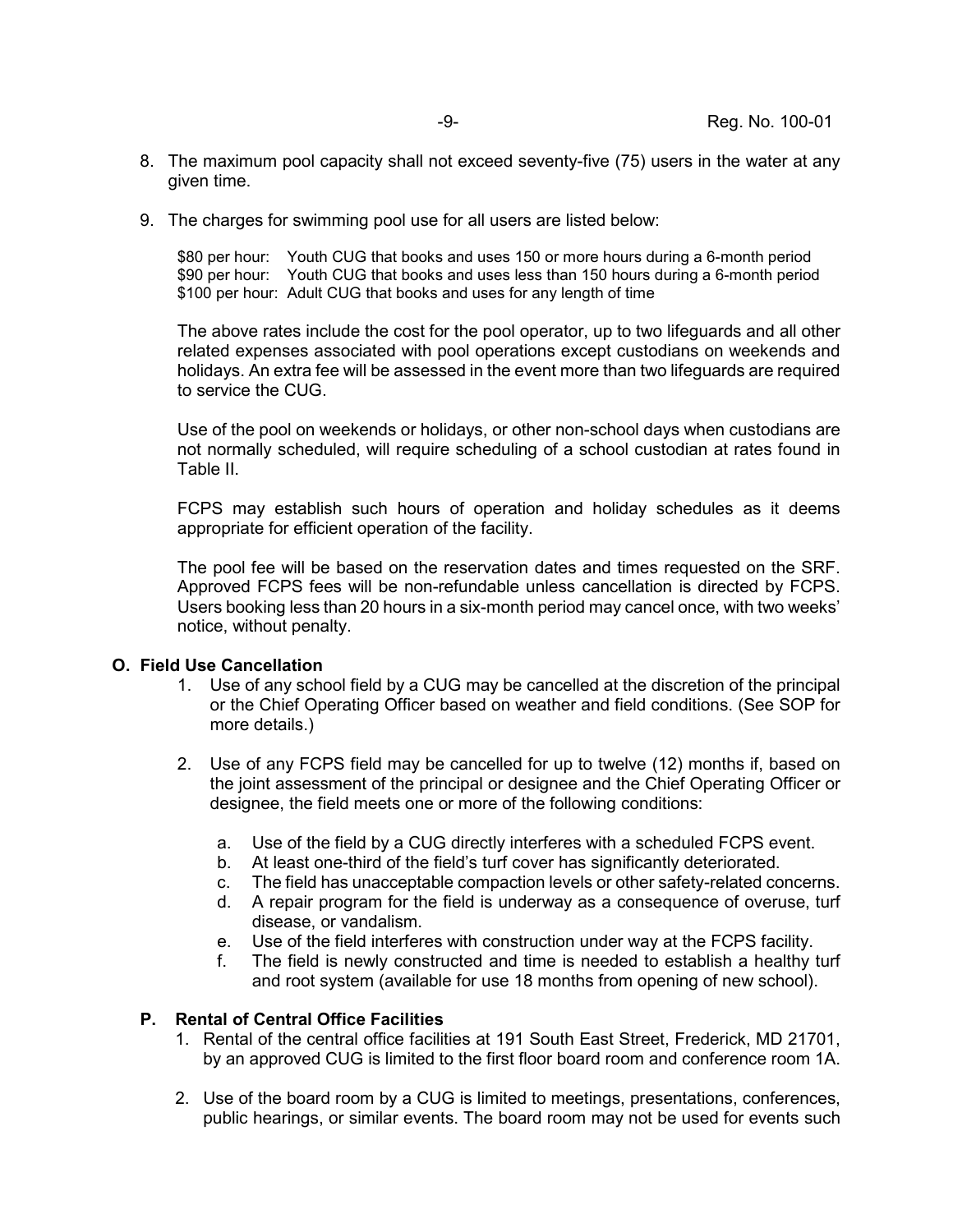8. The maximum pool capacity shall not exceed seventy-five (75) users in the water at any given time.

9. The charges for swimming pool use for all users are listed below:

   $80 per hour: Youth CUG that books and uses 150 or more hours during a 6-month period
   $90 per hour: Youth CUG that books and uses less than 150 hours during a 6-month period
   $100 per hour: Adult CUG that books and uses for any length of time

   The above rates include the cost for the pool operator, up to two lifeguards and all other related expenses associated with pool operations except custodians on weekends and holidays. An extra fee will be assessed in the event more than two lifeguards are required to service the CUG.

   Use of the pool on weekends or holidays, or other non-school days when custodians are not normally scheduled, will require scheduling of a school custodian at rates found in Table II.

   FCPS may establish such hours of operation and holiday schedules as it deems appropriate for efficient operation of the facility.

   The pool fee will be based on the reservation dates and times requested on the SRF. Approved FCPS fees will be non-refundable unless cancellation is directed by FCPS. Users booking less than 20 hours in a six-month period may cancel once, with two weeks' notice, without penalty.

**O. Field Use Cancellation**

1. Use of any school field by a CUG may be cancelled at the discretion of the principal or the Chief Operating Officer based on weather and field conditions. (See SOP for more details.)

2. Use of any FCPS field may be cancelled for up to twelve (12) months if, based on the joint assessment of the principal or designee and the Chief Operating Officer or designee, the field meets one or more of the following conditions:

   a. Use of the field by a CUG directly interferes with a scheduled FCPS event.
   b. At least one-third of the field's turf cover has significantly deteriorated.
   c. The field has unacceptable compaction levels or other safety-related concerns.
   d. A repair program for the field is underway as a consequence of overuse, turf disease, or vandalism.
   e. Use of the field interferes with construction under way at the FCPS facility.
   f. The field is newly constructed and time is needed to establish a healthy turf and root system (available for use 18 months from opening of new school).

**P. Rental of Central Office Facilities**

1. Rental of the central office facilities at 191 South East Street, Frederick, MD 21701, by an approved CUG is limited to the first floor board room and conference room 1A.

2. Use of the board room by a CUG is limited to meetings, presentations, conferences, public hearings, or similar events. The board room may not be used for events such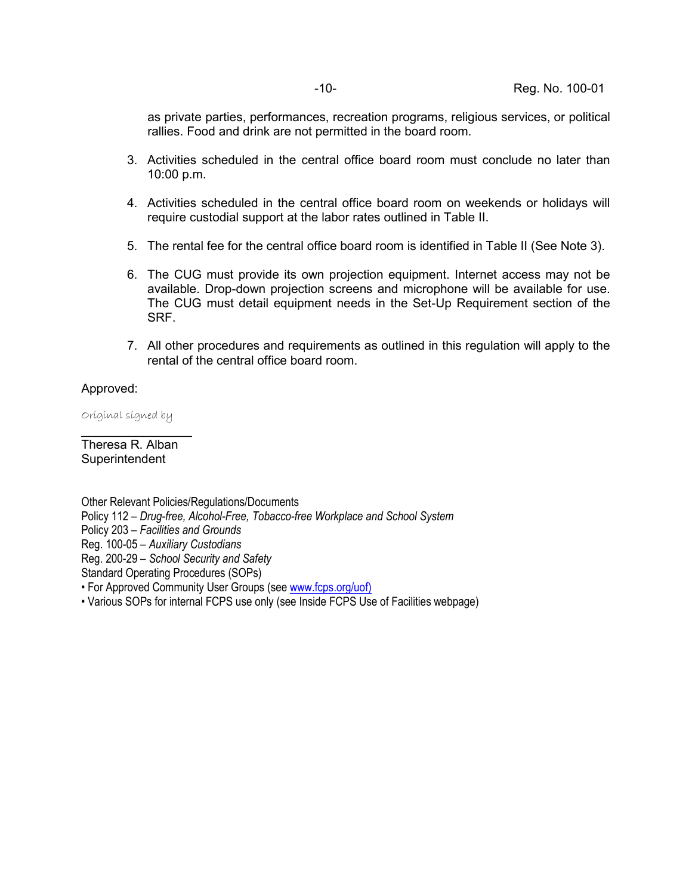as private parties, performances, recreation programs, religious services, or political rallies. Food and drink are not permitted in the board room.

3. Activities scheduled in the central office board room must conclude no later than 10:00 p.m.

4. Activities scheduled in the central office board room on weekends or holidays will require custodial support at the labor rates outlined in Table II.

5. The rental fee for the central office board room is identified in Table II (See Note 3).

6. The CUG must provide its own projection equipment. Internet access may not be available. Drop-down projection screens and microphone will be available for use. The CUG must detail equipment needs in the Set-Up Requirement section of the SRF.

7. All other procedures and requirements as outlined in this regulation will apply to the rental of the central office board room.

Approved:

*Original signed by*

_______________
Theresa R. Alban
Superintendent

Other Relevant Policies/Regulations/Documents
Policy 112 – *Drug-free, Alcohol-Free, Tobacco-free Workplace and School System*
Policy 203 – *Facilities and Grounds*
Reg. 100-05 – *Auxiliary Custodians*
Reg. 200-29 – *School Security and Safety*
Standard Operating Procedures (SOPs)
• For Approved Community User Groups (see [www.fcps.org/uof)](http://www.fcps.org/uof)
• Various SOPs for internal FCPS use only (see Inside FCPS Use of Facilities webpage)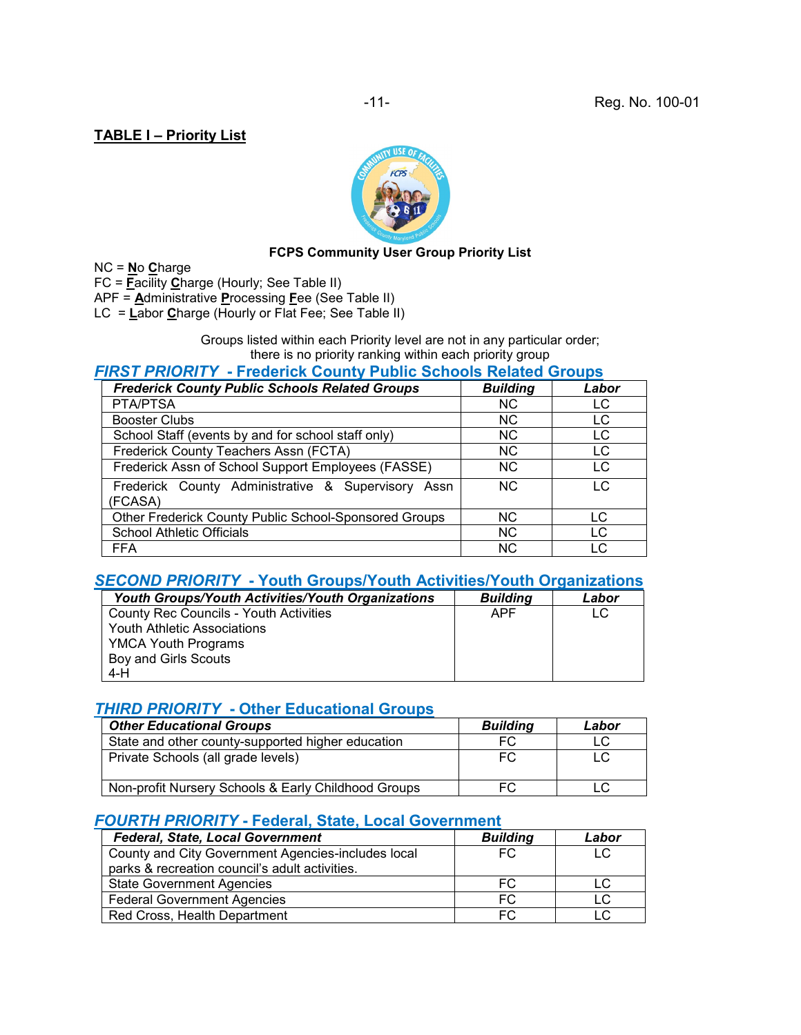**TABLE I – Priority List**

**FCPS Community User Group Priority List**

NC = **N**o **C**harge
FC = **F**acility **C**harge (Hourly; See Table II)
APF = **A**dministrative **P**rocessing **F**ee (See Table II)
LC = **L**abor **C**harge (Hourly or Flat Fee; See Table II)

Groups listed within each Priority level are not in any particular order; there is no priority ranking within each priority group

## *FIRST PRIORITY* - Frederick County Public Schools Related Groups

| *Frederick County Public Schools Related Groups* | *Building* | *Labor* |
|---|---|---|
| PTA/PTSA | NC | LC |
| Booster Clubs | NC | LC |
| School Staff (events by and for school staff only) | NC | LC |
| Frederick County Teachers Assn (FCTA) | NC | LC |
| Frederick Assn of School Support Employees (FASSE) | NC | LC |
| Frederick County Administrative & Supervisory Assn (FCASA) | NC | LC |
| Other Frederick County Public School-Sponsored Groups | NC | LC |
| School Athletic Officials | NC | LC |
| FFA | NC | LC |

## *SECOND PRIORITY* - Youth Groups/Youth Activities/Youth Organizations

| *Youth Groups/Youth Activities/Youth Organizations* | *Building* | *Labor* |
|---|---|---|
| County Rec Councils - Youth Activities<br>Youth Athletic Associations<br>YMCA Youth Programs<br>Boy and Girls Scouts<br>4-H | APF | LC |

## *THIRD PRIORITY* - Other Educational Groups

| *Other Educational Groups* | *Building* | *Labor* |
|---|---|---|
| State and other county-supported higher education | FC | LC |
| Private Schools (all grade levels) | FC | LC |
| Non-profit Nursery Schools & Early Childhood Groups | FC | LC |

## *FOURTH PRIORITY* - Federal, State, Local Government

| *Federal, State, Local Government* | *Building* | *Labor* |
|---|---|---|
| County and City Government Agencies-includes local parks & recreation council's adult activities. | FC | LC |
| State Government Agencies | FC | LC |
| Federal Government Agencies | FC | LC |
| Red Cross, Health Department | FC | LC |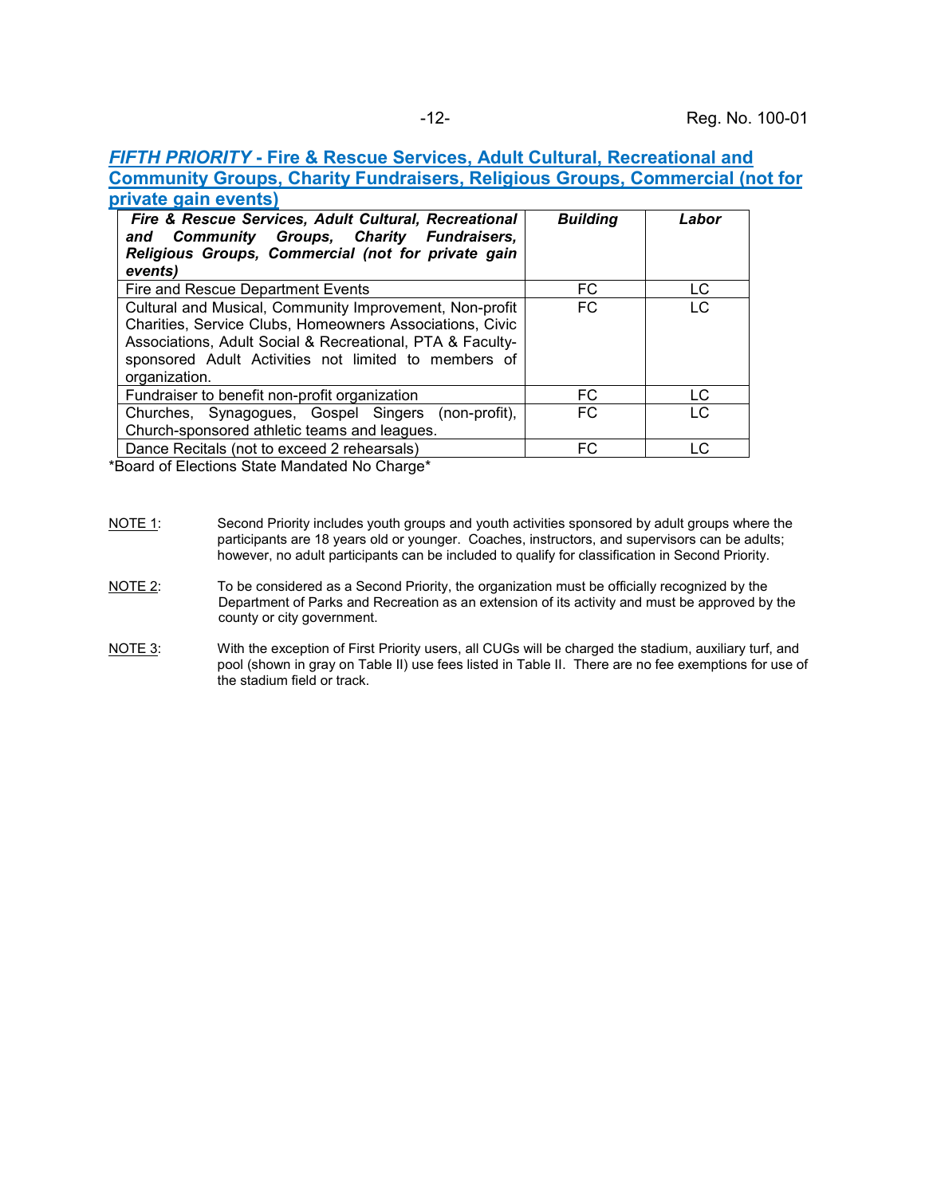## *FIFTH PRIORITY* - Fire & Rescue Services, Adult Cultural, Recreational and Community Groups, Charity Fundraisers, Religious Groups, Commercial (not for private gain events)

| ***Fire & Rescue Services, Adult Cultural, Recreational and Community Groups, Charity Fundraisers, Religious Groups, Commercial (not for private gain events)*** | ***Building*** | ***Labor*** |
|---|---|---|
| Fire and Rescue Department Events | FC | LC |
| Cultural and Musical, Community Improvement, Non-profit Charities, Service Clubs, Homeowners Associations, Civic Associations, Adult Social & Recreational, PTA & Faculty-sponsored Adult Activities not limited to members of organization. | FC | LC |
| Fundraiser to benefit non-profit organization | FC | LC |
| Churches, Synagogues, Gospel Singers (non-profit), Church-sponsored athletic teams and leagues. | FC | LC |
| Dance Recitals (not to exceed 2 rehearsals) | FC | LC |

*Board of Elections State Mandated No Charge*

NOTE 1: Second Priority includes youth groups and youth activities sponsored by adult groups where the participants are 18 years old or younger. Coaches, instructors, and supervisors can be adults; however, no adult participants can be included to qualify for classification in Second Priority.

NOTE 2: To be considered as a Second Priority, the organization must be officially recognized by the Department of Parks and Recreation as an extension of its activity and must be approved by the county or city government.

NOTE 3: With the exception of First Priority users, all CUGs will be charged the stadium, auxiliary turf, and pool (shown in gray on Table II) use fees listed in Table II. There are no fee exemptions for use of the stadium field or track.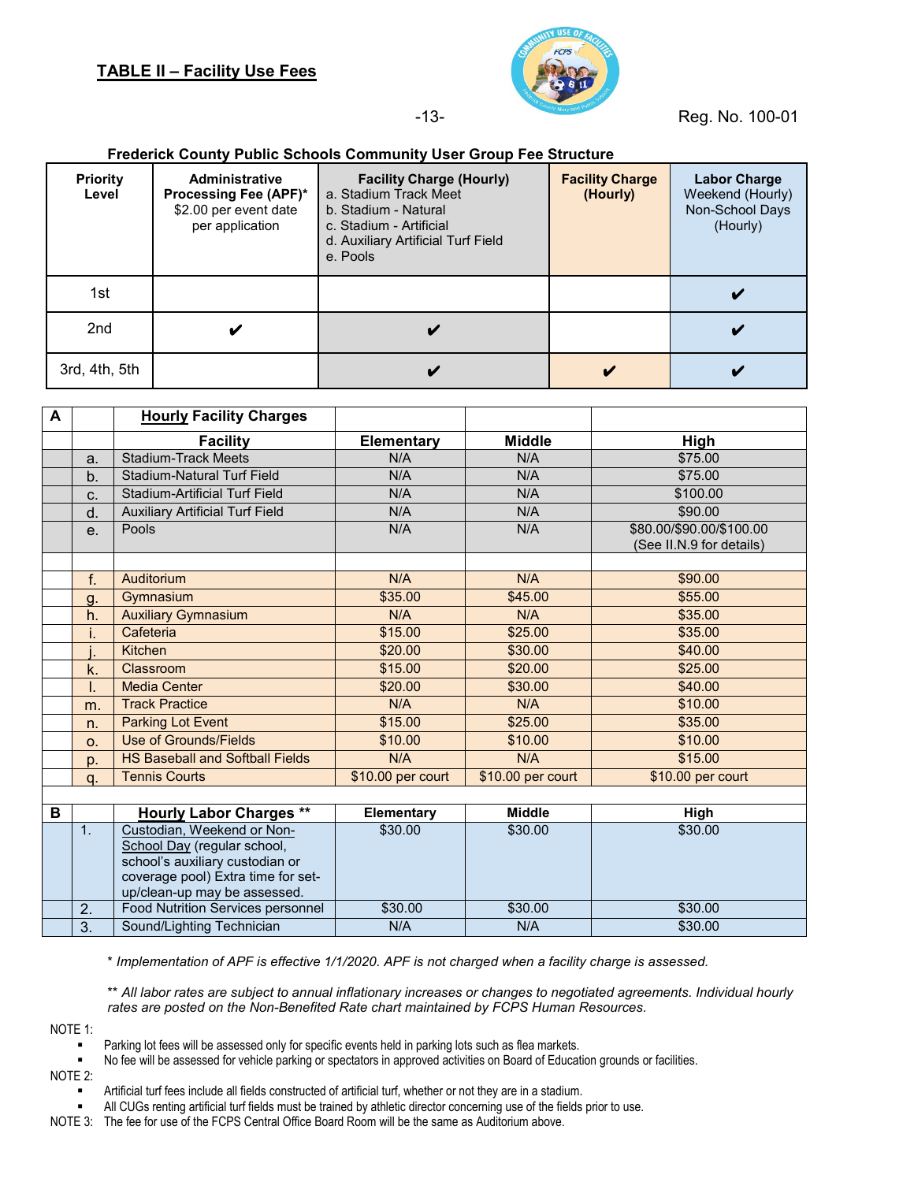## TABLE II – Facility Use Fees

Reg. No. 100-01

**Frederick County Public Schools Community User Group Fee Structure**

| Priority Level | Administrative Processing Fee (APF)* $2.00 per event date per application | Facility Charge (Hourly) a. Stadium Track Meet b. Stadium - Natural c. Stadium - Artificial d. Auxiliary Artificial Turf Field e. Pools | Facility Charge (Hourly) | Labor Charge Weekend (Hourly) Non-School Days (Hourly) |
|---|---|---|---|---|
| 1st | | | | ✔ |
| 2nd | ✔ | ✔ | | ✔ |
| 3rd, 4th, 5th | | ✔ | ✔ | ✔ |

| A | | Hourly Facility Charges | | | |
|---|---|---|---|---|---|
| | | **Facility** | **Elementary** | **Middle** | **High** |
| | a. | Stadium-Track Meets | N/A | N/A | $75.00 |
| | b. | Stadium-Natural Turf Field | N/A | N/A | $75.00 |
| | c. | Stadium-Artificial Turf Field | N/A | N/A | $100.00 |
| | d. | Auxiliary Artificial Turf Field | N/A | N/A | $90.00 |
| | e. | Pools | N/A | N/A | $80.00/$90.00/$100.00 (See II.N.9 for details) |
| | | | | | |
| | f. | Auditorium | N/A | N/A | $90.00 |
| | g. | Gymnasium | $35.00 | $45.00 | $55.00 |
| | h. | Auxiliary Gymnasium | N/A | N/A | $35.00 |
| | i. | Cafeteria | $15.00 | $25.00 | $35.00 |
| | j. | Kitchen | $20.00 | $30.00 | $40.00 |
| | k. | Classroom | $15.00 | $20.00 | $25.00 |
| | l. | Media Center | $20.00 | $30.00 | $40.00 |
| | m. | Track Practice | N/A | N/A | $10.00 |
| | n. | Parking Lot Event | $15.00 | $25.00 | $35.00 |
| | o. | Use of Grounds/Fields | $10.00 | $10.00 | $10.00 |
| | p. | HS Baseball and Softball Fields | N/A | N/A | $15.00 |
| | q. | Tennis Courts | $10.00 per court | $10.00 per court | $10.00 per court |
| | | | | | |
| **B** | | **Hourly Labor Charges \*\*** | **Elementary** | **Middle** | **High** |
| | 1. | Custodian, Weekend or Non-School Day (regular school, school's auxiliary custodian or coverage pool) Extra time for set-up/clean-up may be assessed. | $30.00 | $30.00 | $30.00 |
| | 2. | Food Nutrition Services personnel | $30.00 | $30.00 | $30.00 |
| | 3. | Sound/Lighting Technician | N/A | N/A | $30.00 |

*\* Implementation of APF is effective 1/1/2020. APF is not charged when a facility charge is assessed.*

*\*\* All labor rates are subject to annual inflationary increases or changes to negotiated agreements. Individual hourly rates are posted on the Non-Benefited Rate chart maintained by FCPS Human Resources.*

NOTE 1:

- Parking lot fees will be assessed only for specific events held in parking lots such as flea markets.
- No fee will be assessed for vehicle parking or spectators in approved activities on Board of Education grounds or facilities.

NOTE 2:

- Artificial turf fees include all fields constructed of artificial turf, whether or not they are in a stadium.
- All CUGs renting artificial turf fields must be trained by athletic director concerning use of the fields prior to use.

NOTE 3: The fee for use of the FCPS Central Office Board Room will be the same as Auditorium above.